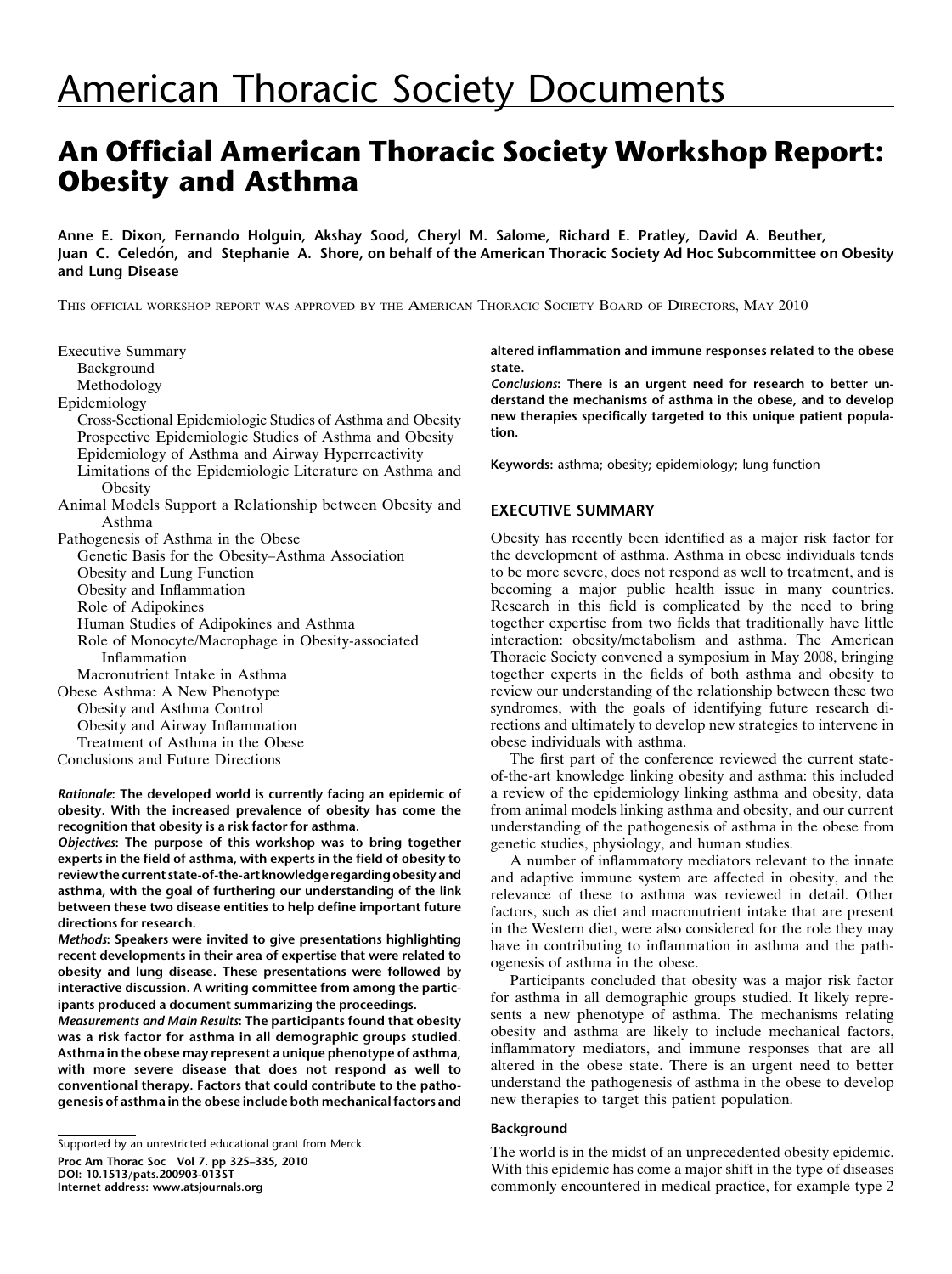# American Thoracic Society Documents

# An Official American Thoracic Society Workshop Report: Obesity and Asthma

**Anne E. Dixon, Fernando Holguin, Akshay Sood, Cheryl M. Salome, Richard E. Pratley, David A. Beuther, Juan C. Celedón, and Stephanie A. Shore, on behalf of the American Thoracic Society Ad Hoc Subcommittee on Obesity and Lung Disease**

THIS OFFICIAL WORKSHOP REPORT WAS APPROVED BY THE AMERICAN THORACIC SOCIETY BOARD OF DIRECTORS, MAY 2010

- Executive Summary
  - Background
  - Methodology
- Epidemiology
  - Cross-Sectional Epidemiologic Studies of Asthma and Obesity
  - Prospective Epidemiologic Studies of Asthma and Obesity
  - Epidemiology of Asthma and Airway Hyperreactivity
  - Limitations of the Epidemiologic Literature on Asthma and Obesity
- Animal Models Support a Relationship between Obesity and Asthma
- Pathogenesis of Asthma in the Obese
  - Genetic Basis for the Obesity–Asthma Association
  - Obesity and Lung Function
  - Obesity and Inflammation
  - Role of Adipokines
  - Human Studies of Adipokines and Asthma
  - Role of Monocyte/Macrophage in Obesity-associated Inflammation
  - Macronutrient Intake in Asthma
- Obese Asthma: A New Phenotype
  - Obesity and Asthma Control
  - Obesity and Airway Inflammation
  - Treatment of Asthma in the Obese
- Conclusions and Future Directions

***Rationale*: The developed world is currently facing an epidemic of obesity. With the increased prevalence of obesity has come the recognition that obesity is a risk factor for asthma.**

***Objectives*: The purpose of this workshop was to bring together experts in the field of asthma, with experts in the field of obesity to review the current state-of-the-art knowledge regarding obesity and asthma, with the goal of furthering our understanding of the link between these two disease entities to help define important future directions for research.**

***Methods*: Speakers were invited to give presentations highlighting recent developments in their area of expertise that were related to obesity and lung disease. These presentations were followed by interactive discussion. A writing committee from among the participants produced a document summarizing the proceedings.**

***Measurements and Main Results*: The participants found that obesity was a risk factor for asthma in all demographic groups studied. Asthma in the obese may represent a unique phenotype of asthma, with more severe disease that does not respond as well to conventional therapy. Factors that could contribute to the pathogenesis of asthma in the obese include both mechanical factors and altered inflammation and immune responses related to the obese state.**

***Conclusions*: There is an urgent need for research to better understand the mechanisms of asthma in the obese, and to develop new therapies specifically targeted to this unique patient population.**

**Keywords:** asthma; obesity; epidemiology; lung function

## EXECUTIVE SUMMARY

Obesity has recently been identified as a major risk factor for the development of asthma. Asthma in obese individuals tends to be more severe, does not respond as well to treatment, and is becoming a major public health issue in many countries. Research in this field is complicated by the need to bring together expertise from two fields that traditionally have little interaction: obesity/metabolism and asthma. The American Thoracic Society convened a symposium in May 2008, bringing together experts in the fields of both asthma and obesity to review our understanding of the relationship between these two syndromes, with the goals of identifying future research directions and ultimately to develop new strategies to intervene in obese individuals with asthma.

The first part of the conference reviewed the current state-of-the-art knowledge linking obesity and asthma: this included a review of the epidemiology linking asthma and obesity, data from animal models linking asthma and obesity, and our current understanding of the pathogenesis of asthma in the obese from genetic studies, physiology, and human studies.

A number of inflammatory mediators relevant to the innate and adaptive immune system are affected in obesity, and the relevance of these to asthma was reviewed in detail. Other factors, such as diet and macronutrient intake that are present in the Western diet, were also considered for the role they may have in contributing to inflammation in asthma and the pathogenesis of asthma in the obese.

Participants concluded that obesity was a major risk factor for asthma in all demographic groups studied. It likely represents a new phenotype of asthma. The mechanisms relating obesity and asthma are likely to include mechanical factors, inflammatory mediators, and immune responses that are all altered in the obese state. There is an urgent need to better understand the pathogenesis of asthma in the obese to develop new therapies to target this patient population.

### Background

The world is in the midst of an unprecedented obesity epidemic. With this epidemic has come a major shift in the type of diseases commonly encountered in medical practice, for example type 2

Supported by an unrestricted educational grant from Merck.

Proc Am Thorac Soc Vol 7. pp 325–335, 2010
DOI: 10.1513/pats.200903-013ST
Internet address: www.atsjournals.org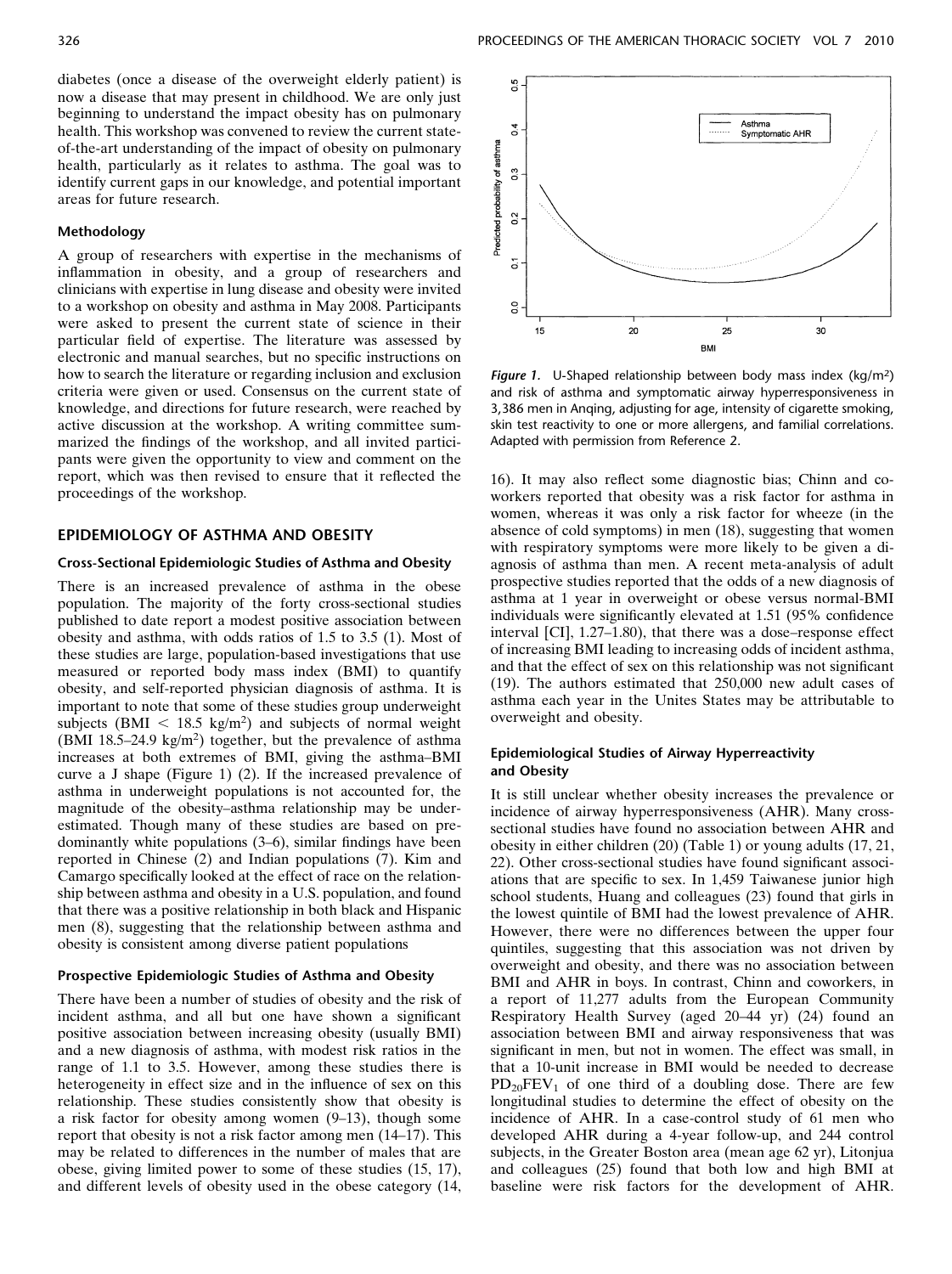diabetes (once a disease of the overweight elderly patient) is now a disease that may present in childhood. We are only just beginning to understand the impact obesity has on pulmonary health. This workshop was convened to review the current state-of-the-art understanding of the impact of obesity on pulmonary health, particularly as it relates to asthma. The goal was to identify current gaps in our knowledge, and potential important areas for future research.

### Methodology

A group of researchers with expertise in the mechanisms of inflammation in obesity, and a group of researchers and clinicians with expertise in lung disease and obesity were invited to a workshop on obesity and asthma in May 2008. Participants were asked to present the current state of science in their particular field of expertise. The literature was assessed by electronic and manual searches, but no specific instructions on how to search the literature or regarding inclusion and exclusion criteria were given or used. Consensus on the current state of knowledge, and directions for future research, were reached by active discussion at the workshop. A writing committee summarized the findings of the workshop, and all invited participants were given the opportunity to view and comment on the report, which was then revised to ensure that it reflected the proceedings of the workshop.

## EPIDEMIOLOGY OF ASTHMA AND OBESITY

### Cross-Sectional Epidemiologic Studies of Asthma and Obesity

There is an increased prevalence of asthma in the obese population. The majority of the forty cross-sectional studies published to date report a modest positive association between obesity and asthma, with odds ratios of 1.5 to 3.5 (1). Most of these studies are large, population-based investigations that use measured or reported body mass index (BMI) to quantify obesity, and self-reported physician diagnosis of asthma. It is important to note that some of these studies group underweight subjects (BMI < 18.5 kg/m$^2$) and subjects of normal weight (BMI 18.5–24.9 kg/m$^2$) together, but the prevalence of asthma increases at both extremes of BMI, giving the asthma–BMI curve a J shape (Figure 1) (2). If the increased prevalence of asthma in underweight populations is not accounted for, the magnitude of the obesity–asthma relationship may be underestimated. Though many of these studies are based on predominantly white populations (3–6), similar findings have been reported in Chinese (2) and Indian populations (7). Kim and Camargo specifically looked at the effect of race on the relationship between asthma and obesity in a U.S. population, and found that there was a positive relationship in both black and Hispanic men (8), suggesting that the relationship between asthma and obesity is consistent among diverse patient populations

### Prospective Epidemiologic Studies of Asthma and Obesity

There have been a number of studies of obesity and the risk of incident asthma, and all but one have shown a significant positive association between increasing obesity (usually BMI) and a new diagnosis of asthma, with modest risk ratios in the range of 1.1 to 3.5. However, among these studies there is heterogeneity in effect size and in the influence of sex on this relationship. These studies consistently show that obesity is a risk factor for obesity among women (9–13), though some report that obesity is not a risk factor among men (14–17). This may be related to differences in the number of males that are obese, giving limited power to some of these studies (15, 17), and different levels of obesity used in the obese category (14, 16). It may also reflect some diagnostic bias; Chinn and coworkers reported that obesity was a risk factor for asthma in women, whereas it was only a risk factor for wheeze (in the absence of cold symptoms) in men (18), suggesting that women with respiratory symptoms were more likely to be given a diagnosis of asthma than men. A recent meta-analysis of adult prospective studies reported that the odds of a new diagnosis of asthma at 1 year in overweight or obese versus normal-BMI individuals were significantly elevated at 1.51 (95% confidence interval [CI], 1.27–1.80), that there was a dose–response effect of increasing BMI leading to increasing odds of incident asthma, and that the effect of sex on this relationship was not significant (19). The authors estimated that 250,000 new adult cases of asthma each year in the Unites States may be attributable to overweight and obesity.

*Figure 1.* U-Shaped relationship between body mass index (kg/m$^2$) and risk of asthma and symptomatic airway hyperresponsiveness in 3,386 men in Anqing, adjusting for age, intensity of cigarette smoking, skin test reactivity to one or more allergens, and familial correlations. Adapted with permission from Reference 2.

### Epidemiological Studies of Airway Hyperreactivity and Obesity

It is still unclear whether obesity increases the prevalence or incidence of airway hyperresponsiveness (AHR). Many cross-sectional studies have found no association between AHR and obesity in either children (20) (Table 1) or young adults (17, 21, 22). Other cross-sectional studies have found significant associations that are specific to sex. In 1,459 Taiwanese junior high school students, Huang and colleagues (23) found that girls in the lowest quintile of BMI had the lowest prevalence of AHR. However, there were no differences between the upper four quintiles, suggesting that this association was not driven by overweight and obesity, and there was no association between BMI and AHR in boys. In contrast, Chinn and coworkers, in a report of 11,277 adults from the European Community Respiratory Health Survey (aged 20–44 yr) (24) found an association between BMI and airway responsiveness that was significant in men, but not in women. The effect was small, in that a 10-unit increase in BMI would be needed to decrease $PD_{20}FEV_1$ of one third of a doubling dose. There are few longitudinal studies to determine the effect of obesity on the incidence of AHR. In a case-control study of 61 men who developed AHR during a 4-year follow-up, and 244 control subjects, in the Greater Boston area (mean age 62 yr), Litonjua and colleagues (25) found that both low and high BMI at baseline were risk factors for the development of AHR.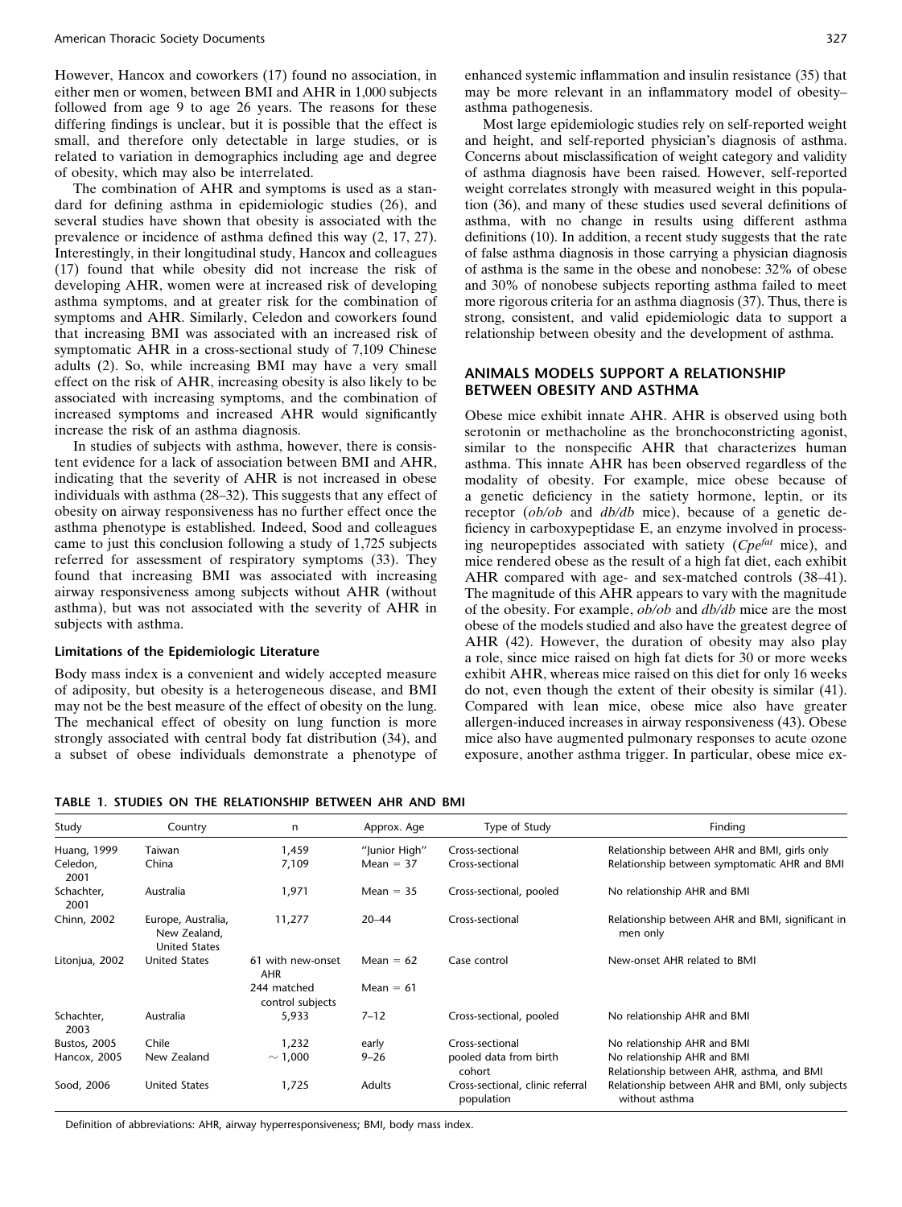However, Hancox and coworkers (17) found no association, in either men or women, between BMI and AHR in 1,000 subjects followed from age 9 to age 26 years. The reasons for these differing findings is unclear, but it is possible that the effect is small, and therefore only detectable in large studies, or is related to variation in demographics including age and degree of obesity, which may also be interrelated.

The combination of AHR and symptoms is used as a standard for defining asthma in epidemiologic studies (26), and several studies have shown that obesity is associated with the prevalence or incidence of asthma defined this way (2, 17, 27). Interestingly, in their longitudinal study, Hancox and colleagues (17) found that while obesity did not increase the risk of developing AHR, women were at increased risk of developing asthma symptoms, and at greater risk for the combination of symptoms and AHR. Similarly, Celedon and coworkers found that increasing BMI was associated with an increased risk of symptomatic AHR in a cross-sectional study of 7,109 Chinese adults (2). So, while increasing BMI may have a very small effect on the risk of AHR, increasing obesity is also likely to be associated with increasing symptoms, and the combination of increased symptoms and increased AHR would significantly increase the risk of an asthma diagnosis.

In studies of subjects with asthma, however, there is consistent evidence for a lack of association between BMI and AHR, indicating that the severity of AHR is not increased in obese individuals with asthma (28–32). This suggests that any effect of obesity on airway responsiveness has no further effect once the asthma phenotype is established. Indeed, Sood and colleagues came to just this conclusion following a study of 1,725 subjects referred for assessment of respiratory symptoms (33). They found that increasing BMI was associated with increasing airway responsiveness among subjects without AHR (without asthma), but was not associated with the severity of AHR in subjects with asthma.

### Limitations of the Epidemiologic Literature

Body mass index is a convenient and widely accepted measure of adiposity, but obesity is a heterogeneous disease, and BMI may not be the best measure of the effect of obesity on the lung. The mechanical effect of obesity on lung function is more strongly associated with central body fat distribution (34), and a subset of obese individuals demonstrate a phenotype of enhanced systemic inflammation and insulin resistance (35) that may be more relevant in an inflammatory model of obesity–asthma pathogenesis.

Most large epidemiologic studies rely on self-reported weight and height, and self-reported physician's diagnosis of asthma. Concerns about misclassification of weight category and validity of asthma diagnosis have been raised. However, self-reported weight correlates strongly with measured weight in this population (36), and many of these studies used several definitions of asthma, with no change in results using different asthma definitions (10). In addition, a recent study suggests that the rate of false asthma diagnosis in those carrying a physician diagnosis of asthma is the same in the obese and nonobese: 32% of obese and 30% of nonobese subjects reporting asthma failed to meet more rigorous criteria for an asthma diagnosis (37). Thus, there is strong, consistent, and valid epidemiologic data to support a relationship between obesity and the development of asthma.

## ANIMALS MODELS SUPPORT A RELATIONSHIP BETWEEN OBESITY AND ASTHMA

Obese mice exhibit innate AHR. AHR is observed using both serotonin or methacholine as the bronchoconstricting agonist, similar to the nonspecific AHR that characterizes human asthma. This innate AHR has been observed regardless of the modality of obesity. For example, mice obese because of a genetic deficiency in the satiety hormone, leptin, or its receptor (*ob/ob* and *db/db* mice), because of a genetic deficiency in carboxypeptidase E, an enzyme involved in processing neuropeptides associated with satiety ($Cpe^{fat}$ mice), and mice rendered obese as the result of a high fat diet, each exhibit AHR compared with age- and sex-matched controls (38–41). The magnitude of this AHR appears to vary with the magnitude of the obesity. For example, *ob/ob* and *db/db* mice are the most obese of the models studied and also have the greatest degree of AHR (42). However, the duration of obesity may also play a role, since mice raised on high fat diets for 30 or more weeks exhibit AHR, whereas mice raised on this diet for only 16 weeks do not, even though the extent of their obesity is similar (41). Compared with lean mice, obese mice also have greater allergen-induced increases in airway responsiveness (43). Obese mice also have augmented pulmonary responses to acute ozone exposure, another asthma trigger. In particular, obese mice ex-

**TABLE 1. STUDIES ON THE RELATIONSHIP BETWEEN AHR AND BMI**

| Study | Country | n | Approx. Age | Type of Study | Finding |
|---|---|---|---|---|---|
| Huang, 1999 | Taiwan | 1,459 | "Junior High" | Cross-sectional | Relationship between AHR and BMI, girls only |
| Celedon, 2001 | China | 7,109 | Mean = 37 | Cross-sectional | Relationship between symptomatic AHR and BMI |
| Schachter, 2001 | Australia | 1,971 | Mean = 35 | Cross-sectional, pooled | No relationship AHR and BMI |
| Chinn, 2002 | Europe, Australia, New Zealand, United States | 11,277 | 20–44 | Cross-sectional | Relationship between AHR and BMI, significant in men only |
| Litonjua, 2002 | United States | 61 with new-onset AHR | Mean = 62 | Case control | New-onset AHR related to BMI |
| | | 244 matched control subjects | Mean = 61 | | |
| Schachter, 2003 | Australia | 5,933 | 7–12 | Cross-sectional, pooled | No relationship AHR and BMI |
| Bustos, 2005 | Chile | 1,232 | early | Cross-sectional | No relationship AHR and BMI |
| Hancox, 2005 | New Zealand | ~ 1,000 | 9–26 | pooled data from birth cohort | No relationship AHR and BMI<br>Relationship between AHR, asthma, and BMI |
| Sood, 2006 | United States | 1,725 | Adults | Cross-sectional, clinic referral population | Relationship between AHR and BMI, only subjects without asthma |

Definition of abbreviations: AHR, airway hyperresponsiveness; BMI, body mass index.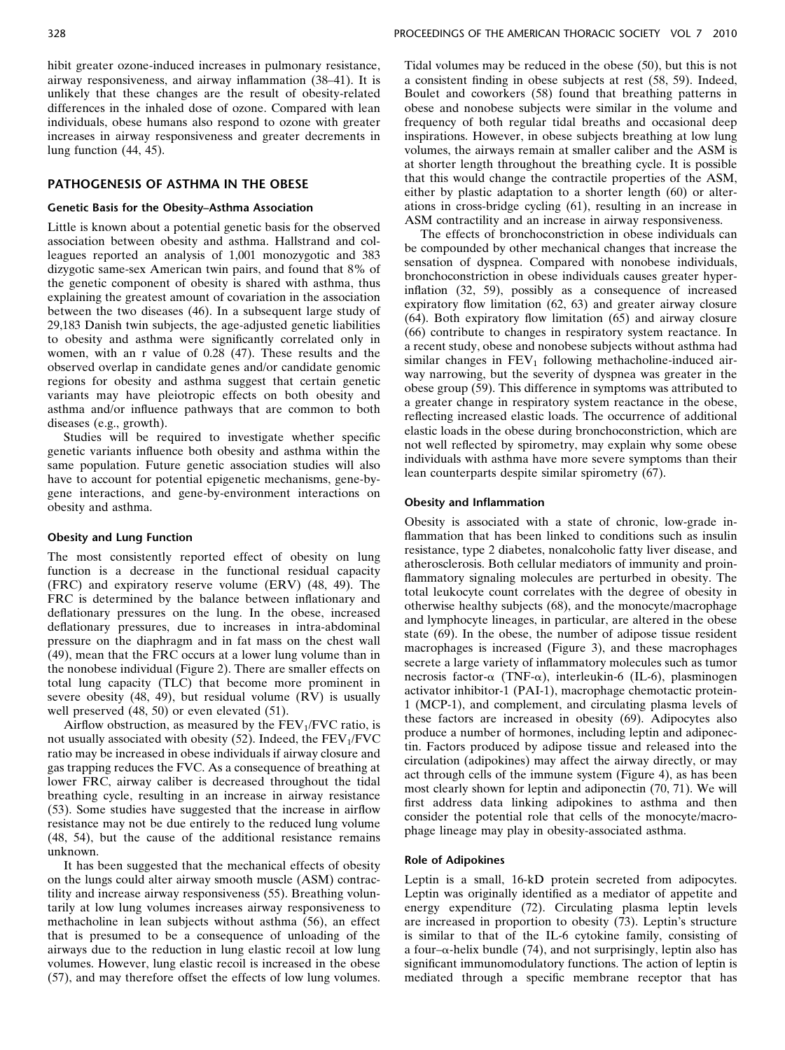hibit greater ozone-induced increases in pulmonary resistance, airway responsiveness, and airway inflammation (38–41). It is unlikely that these changes are the result of obesity-related differences in the inhaled dose of ozone. Compared with lean individuals, obese humans also respond to ozone with greater increases in airway responsiveness and greater decrements in lung function (44, 45).

## PATHOGENESIS OF ASTHMA IN THE OBESE

### Genetic Basis for the Obesity–Asthma Association

Little is known about a potential genetic basis for the observed association between obesity and asthma. Hallstrand and colleagues reported an analysis of 1,001 monozygotic and 383 dizygotic same-sex American twin pairs, and found that 8% of the genetic component of obesity is shared with asthma, thus explaining the greatest amount of covariation in the association between the two diseases (46). In a subsequent large study of 29,183 Danish twin subjects, the age-adjusted genetic liabilities to obesity and asthma were significantly correlated only in women, with an r value of 0.28 (47). These results and the observed overlap in candidate genes and/or candidate genomic regions for obesity and asthma suggest that certain genetic variants may have pleiotropic effects on both obesity and asthma and/or influence pathways that are common to both diseases (e.g., growth).

Studies will be required to investigate whether specific genetic variants influence both obesity and asthma within the same population. Future genetic association studies will also have to account for potential epigenetic mechanisms, gene-by-gene interactions, and gene-by-environment interactions on obesity and asthma.

### Obesity and Lung Function

The most consistently reported effect of obesity on lung function is a decrease in the functional residual capacity (FRC) and expiratory reserve volume (ERV) (48, 49). The FRC is determined by the balance between inflationary and deflationary pressures on the lung. In the obese, increased deflationary pressures, due to increases in intra-abdominal pressure on the diaphragm and in fat mass on the chest wall (49), mean that the FRC occurs at a lower lung volume than in the nonobese individual (Figure 2). There are smaller effects on total lung capacity (TLC) that become more prominent in severe obesity (48, 49), but residual volume (RV) is usually well preserved (48, 50) or even elevated (51).

Airflow obstruction, as measured by the $FEV_1/FVC$ ratio, is not usually associated with obesity (52). Indeed, the $FEV_1/FVC$ ratio may be increased in obese individuals if airway closure and gas trapping reduces the FVC. As a consequence of breathing at lower FRC, airway caliber is decreased throughout the tidal breathing cycle, resulting in an increase in airway resistance (53). Some studies have suggested that the increase in airflow resistance may not be due entirely to the reduced lung volume (48, 54), but the cause of the additional resistance remains unknown.

It has been suggested that the mechanical effects of obesity on the lungs could alter airway smooth muscle (ASM) contractility and increase airway responsiveness (55). Breathing voluntarily at low lung volumes increases airway responsiveness to methacholine in lean subjects without asthma (56), an effect that is presumed to be a consequence of unloading of the airways due to the reduction in lung elastic recoil at low lung volumes. However, lung elastic recoil is increased in the obese (57), and may therefore offset the effects of low lung volumes. Tidal volumes may be reduced in the obese (50), but this is not a consistent finding in obese subjects at rest (58, 59). Indeed, Boulet and coworkers (58) found that breathing patterns in obese and nonobese subjects were similar in the volume and frequency of both regular tidal breaths and occasional deep inspirations. However, in obese subjects breathing at low lung volumes, the airways remain at smaller caliber and the ASM is at shorter length throughout the breathing cycle. It is possible that this would change the contractile properties of the ASM, either by plastic adaptation to a shorter length (60) or alterations in cross-bridge cycling (61), resulting in an increase in ASM contractility and an increase in airway responsiveness.

The effects of bronchoconstriction in obese individuals can be compounded by other mechanical changes that increase the sensation of dyspnea. Compared with nonobese individuals, bronchoconstriction in obese individuals causes greater hyperinflation (32, 59), possibly as a consequence of increased expiratory flow limitation (62, 63) and greater airway closure (64). Both expiratory flow limitation (65) and airway closure (66) contribute to changes in respiratory system reactance. In a recent study, obese and nonobese subjects without asthma had similar changes in $FEV_1$ following methacholine-induced airway narrowing, but the severity of dyspnea was greater in the obese group (59). This difference in symptoms was attributed to a greater change in respiratory system reactance in the obese, reflecting increased elastic loads. The occurrence of additional elastic loads in the obese during bronchoconstriction, which are not well reflected by spirometry, may explain why some obese individuals with asthma have more severe symptoms than their lean counterparts despite similar spirometry (67).

### Obesity and Inflammation

Obesity is associated with a state of chronic, low-grade inflammation that has been linked to conditions such as insulin resistance, type 2 diabetes, nonalcoholic fatty liver disease, and atherosclerosis. Both cellular mediators of immunity and proinflammatory signaling molecules are perturbed in obesity. The total leukocyte count correlates with the degree of obesity in otherwise healthy subjects (68), and the monocyte/macrophage and lymphocyte lineages, in particular, are altered in the obese state (69). In the obese, the number of adipose tissue resident macrophages is increased (Figure 3), and these macrophages secrete a large variety of inflammatory molecules such as tumor necrosis factor-α (TNF-α), interleukin-6 (IL-6), plasminogen activator inhibitor-1 (PAI-1), macrophage chemotactic protein-1 (MCP-1), and complement, and circulating plasma levels of these factors are increased in obesity (69). Adipocytes also produce a number of hormones, including leptin and adiponectin. Factors produced by adipose tissue and released into the circulation (adipokines) may affect the airway directly, or may act through cells of the immune system (Figure 4), as has been most clearly shown for leptin and adiponectin (70, 71). We will first address data linking adipokines to asthma and then consider the potential role that cells of the monocyte/macrophage lineage may play in obesity-associated asthma.

### Role of Adipokines

Leptin is a small, 16-kD protein secreted from adipocytes. Leptin was originally identified as a mediator of appetite and energy expenditure (72). Circulating plasma leptin levels are increased in proportion to obesity (73). Leptin's structure is similar to that of the IL-6 cytokine family, consisting of a four–α-helix bundle (74), and not surprisingly, leptin also has significant immunomodulatory functions. The action of leptin is mediated through a specific membrane receptor that has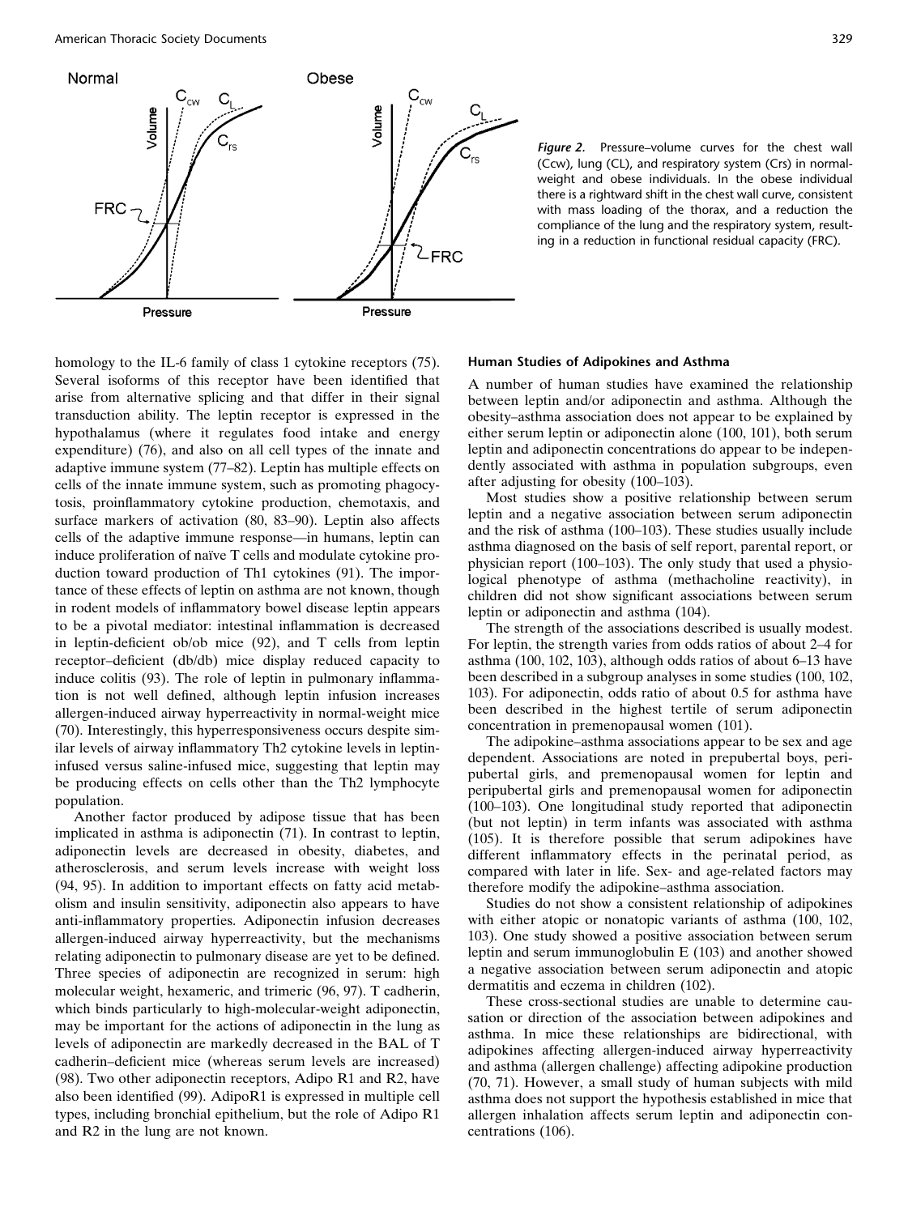*Figure 2.* Pressure–volume curves for the chest wall (Ccw), lung (CL), and respiratory system (Crs) in normal-weight and obese individuals. In the obese individual there is a rightward shift in the chest wall curve, consistent with mass loading of the thorax, and a reduction the compliance of the lung and the respiratory system, resulting in a reduction in functional residual capacity (FRC).

homology to the IL-6 family of class 1 cytokine receptors (75). Several isoforms of this receptor have been identified that arise from alternative splicing and that differ in their signal transduction ability. The leptin receptor is expressed in the hypothalamus (where it regulates food intake and energy expenditure) (76), and also on all cell types of the innate and adaptive immune system (77–82). Leptin has multiple effects on cells of the innate immune system, such as promoting phagocytosis, proinflammatory cytokine production, chemotaxis, and surface markers of activation (80, 83–90). Leptin also affects cells of the adaptive immune response—in humans, leptin can induce proliferation of naïve T cells and modulate cytokine production toward production of Th1 cytokines (91). The importance of these effects of leptin on asthma are not known, though in rodent models of inflammatory bowel disease leptin appears to be a pivotal mediator: intestinal inflammation is decreased in leptin-deficient ob/ob mice (92), and T cells from leptin receptor–deficient (db/db) mice display reduced capacity to induce colitis (93). The role of leptin in pulmonary inflammation is not well defined, although leptin infusion increases allergen-induced airway hyperreactivity in normal-weight mice (70). Interestingly, this hyperresponsiveness occurs despite similar levels of airway inflammatory Th2 cytokine levels in leptin-infused versus saline-infused mice, suggesting that leptin may be producing effects on cells other than the Th2 lymphocyte population.

Another factor produced by adipose tissue that has been implicated in asthma is adiponectin (71). In contrast to leptin, adiponectin levels are decreased in obesity, diabetes, and atherosclerosis, and serum levels increase with weight loss (94, 95). In addition to important effects on fatty acid metabolism and insulin sensitivity, adiponectin also appears to have anti-inflammatory properties. Adiponectin infusion decreases allergen-induced airway hyperreactivity, but the mechanisms relating adiponectin to pulmonary disease are yet to be defined. Three species of adiponectin are recognized in serum: high molecular weight, hexameric, and trimeric (96, 97). T cadherin, which binds particularly to high-molecular-weight adiponectin, may be important for the actions of adiponectin in the lung as levels of adiponectin are markedly decreased in the BAL of T cadherin–deficient mice (whereas serum levels are increased) (98). Two other adiponectin receptors, Adipo R1 and R2, have also been identified (99). AdipoR1 is expressed in multiple cell types, including bronchial epithelium, but the role of Adipo R1 and R2 in the lung are not known.

### Human Studies of Adipokines and Asthma

A number of human studies have examined the relationship between leptin and/or adiponectin and asthma. Although the obesity–asthma association does not appear to be explained by either serum leptin or adiponectin alone (100, 101), both serum leptin and adiponectin concentrations do appear to be independently associated with asthma in population subgroups, even after adjusting for obesity (100–103).

Most studies show a positive relationship between serum leptin and a negative association between serum adiponectin and the risk of asthma (100–103). These studies usually include asthma diagnosed on the basis of self report, parental report, or physician report (100–103). The only study that used a physiological phenotype of asthma (methacholine reactivity), in children did not show significant associations between serum leptin or adiponectin and asthma (104).

The strength of the associations described is usually modest. For leptin, the strength varies from odds ratios of about 2–4 for asthma (100, 102, 103), although odds ratios of about 6–13 have been described in a subgroup analyses in some studies (100, 102, 103). For adiponectin, odds ratio of about 0.5 for asthma have been described in the highest tertile of serum adiponectin concentration in premenopausal women (101).

The adipokine–asthma associations appear to be sex and age dependent. Associations are noted in prepubertal boys, peripubertal girls, and premenopausal women for leptin and peripubertal girls and premenopausal women for adiponectin (100–103). One longitudinal study reported that adiponectin (but not leptin) in term infants was associated with asthma (105). It is therefore possible that serum adipokines have different inflammatory effects in the perinatal period, as compared with later in life. Sex- and age-related factors may therefore modify the adipokine–asthma association.

Studies do not show a consistent relationship of adipokines with either atopic or nonatopic variants of asthma (100, 102, 103). One study showed a positive association between serum leptin and serum immunoglobulin E (103) and another showed a negative association between serum adiponectin and atopic dermatitis and eczema in children (102).

These cross-sectional studies are unable to determine causation or direction of the association between adipokines and asthma. In mice these relationships are bidirectional, with adipokines affecting allergen-induced airway hyperreactivity and asthma (allergen challenge) affecting adipokine production (70, 71). However, a small study of human subjects with mild asthma does not support the hypothesis established in mice that allergen inhalation affects serum leptin and adiponectin concentrations (106).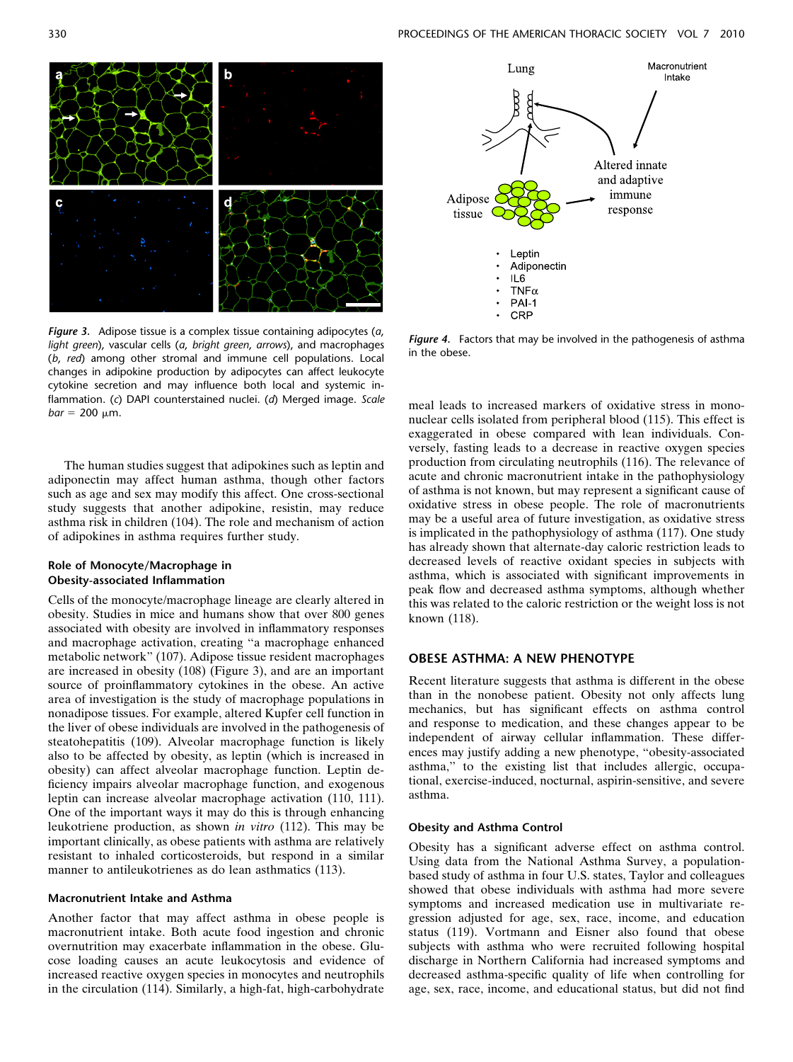*Figure 3.* Adipose tissue is a complex tissue containing adipocytes (*a*, *light green*), vascular cells (*a*, *bright green*, *arrows*), and macrophages (*b*, *red*) among other stromal and immune cell populations. Local changes in adipokine production by adipocytes can affect leukocyte cytokine secretion and may influence both local and systemic inflammation. (*c*) DAPI counterstained nuclei. (*d*) Merged image. *Scale bar* = 200 μm.

*Figure 4.* Factors that may be involved in the pathogenesis of asthma in the obese.

The human studies suggest that adipokines such as leptin and adiponectin may affect human asthma, though other factors such as age and sex may modify this affect. One cross-sectional study suggests that another adipokine, resistin, may reduce asthma risk in children (104). The role and mechanism of action of adipokines in asthma requires further study.

### Role of Monocyte/Macrophage in Obesity-associated Inflammation

Cells of the monocyte/macrophage lineage are clearly altered in obesity. Studies in mice and humans show that over 800 genes associated with obesity are involved in inflammatory responses and macrophage activation, creating "a macrophage enhanced metabolic network" (107). Adipose tissue resident macrophages are increased in obesity (108) (Figure 3), and are an important source of proinflammatory cytokines in the obese. An active area of investigation is the study of macrophage populations in nonadipose tissues. For example, altered Kupfer cell function in the liver of obese individuals are involved in the pathogenesis of steatohepatitis (109). Alveolar macrophage function is likely also to be affected by obesity, as leptin (which is increased in obesity) can affect alveolar macrophage function. Leptin deficiency impairs alveolar macrophage function, and exogenous leptin can increase alveolar macrophage activation (110, 111). One of the important ways it may do this is through enhancing leukotriene production, as shown *in vitro* (112). This may be important clinically, as obese patients with asthma are relatively resistant to inhaled corticosteroids, but respond in a similar manner to antileukotrienes as do lean asthmatics (113).

### Macronutrient Intake and Asthma

Another factor that may affect asthma in obese people is macronutrient intake. Both acute food ingestion and chronic overnutrition may exacerbate inflammation in the obese. Glucose loading causes an acute leukocytosis and evidence of increased reactive oxygen species in monocytes and neutrophils in the circulation (114). Similarly, a high-fat, high-carbohydrate meal leads to increased markers of oxidative stress in mononuclear cells isolated from peripheral blood (115). This effect is exaggerated in obese compared with lean individuals. Conversely, fasting leads to a decrease in reactive oxygen species production from circulating neutrophils (116). The relevance of acute and chronic macronutrient intake in the pathophysiology of asthma is not known, but may represent a significant cause of oxidative stress in obese people. The role of macronutrients may be a useful area of future investigation, as oxidative stress is implicated in the pathophysiology of asthma (117). One study has already shown that alternate-day caloric restriction leads to decreased levels of reactive oxidant species in subjects with asthma, which is associated with significant improvements in peak flow and decreased asthma symptoms, although whether this was related to the caloric restriction or the weight loss is not known (118).

## OBESE ASTHMA: A NEW PHENOTYPE

Recent literature suggests that asthma is different in the obese than in the nonobese patient. Obesity not only affects lung mechanics, but has significant effects on asthma control and response to medication, and these changes appear to be independent of airway cellular inflammation. These differences may justify adding a new phenotype, "obesity-associated asthma," to the existing list that includes allergic, occupational, exercise-induced, nocturnal, aspirin-sensitive, and severe asthma.

### Obesity and Asthma Control

Obesity has a significant adverse effect on asthma control. Using data from the National Asthma Survey, a population-based study of asthma in four U.S. states, Taylor and colleagues showed that obese individuals with asthma had more severe symptoms and increased medication use in multivariate regression adjusted for age, sex, race, income, and education status (119). Vortmann and Eisner also found that obese subjects with asthma who were recruited following hospital discharge in Northern California had increased symptoms and decreased asthma-specific quality of life when controlling for age, sex, race, income, and educational status, but did not find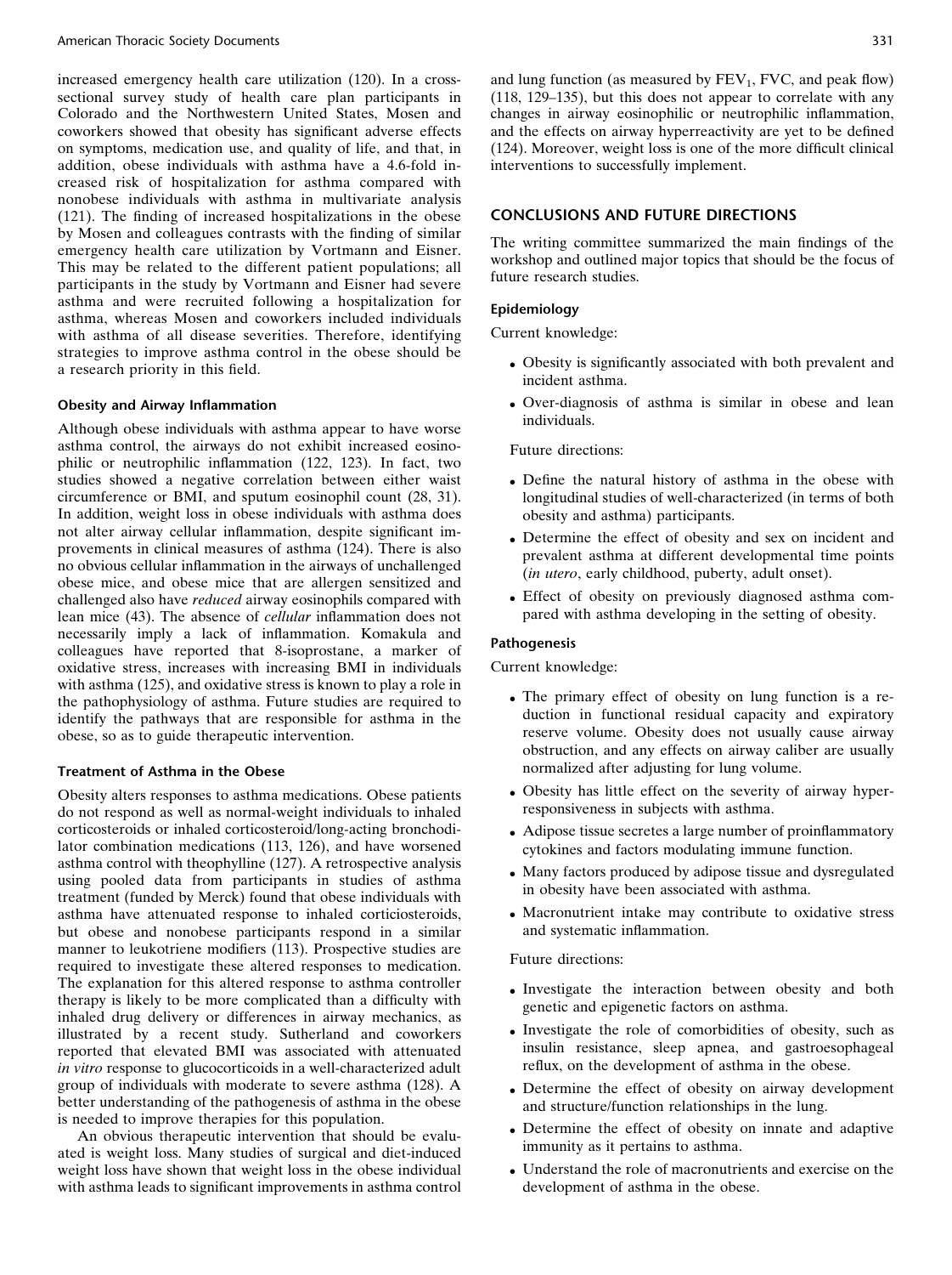increased emergency health care utilization (120). In a cross-sectional survey study of health care plan participants in Colorado and the Northwestern United States, Mosen and coworkers showed that obesity has significant adverse effects on symptoms, medication use, and quality of life, and that, in addition, obese individuals with asthma have a 4.6-fold increased risk of hospitalization for asthma compared with nonobese individuals with asthma in multivariate analysis (121). The finding of increased hospitalizations in the obese by Mosen and colleagues contrasts with the finding of similar emergency health care utilization by Vortmann and Eisner. This may be related to the different patient populations; all participants in the study by Vortmann and Eisner had severe asthma and were recruited following a hospitalization for asthma, whereas Mosen and coworkers included individuals with asthma of all disease severities. Therefore, identifying strategies to improve asthma control in the obese should be a research priority in this field.

### Obesity and Airway Inflammation

Although obese individuals with asthma appear to have worse asthma control, the airways do not exhibit increased eosinophilic or neutrophilic inflammation (122, 123). In fact, two studies showed a negative correlation between either waist circumference or BMI, and sputum eosinophil count (28, 31). In addition, weight loss in obese individuals with asthma does not alter airway cellular inflammation, despite significant improvements in clinical measures of asthma (124). There is also no obvious cellular inflammation in the airways of unchallenged obese mice, and obese mice that are allergen sensitized and challenged also have *reduced* airway eosinophils compared with lean mice (43). The absence of *cellular* inflammation does not necessarily imply a lack of inflammation. Komakula and colleagues have reported that 8-isoprostane, a marker of oxidative stress, increases with increasing BMI in individuals with asthma (125), and oxidative stress is known to play a role in the pathophysiology of asthma. Future studies are required to identify the pathways that are responsible for asthma in the obese, so as to guide therapeutic intervention.

### Treatment of Asthma in the Obese

Obesity alters responses to asthma medications. Obese patients do not respond as well as normal-weight individuals to inhaled corticosteroids or inhaled corticosteroid/long-acting bronchodilator combination medications (113, 126), and have worsened asthma control with theophylline (127). A retrospective analysis using pooled data from participants in studies of asthma treatment (funded by Merck) found that obese individuals with asthma have attenuated response to inhaled corticiosteroids, but obese and nonobese participants respond in a similar manner to leukotriene modifiers (113). Prospective studies are required to investigate these altered responses to medication. The explanation for this altered response to asthma controller therapy is likely to be more complicated than a difficulty with inhaled drug delivery or differences in airway mechanics, as illustrated by a recent study. Sutherland and coworkers reported that elevated BMI was associated with attenuated *in vitro* response to glucocorticoids in a well-characterized adult group of individuals with moderate to severe asthma (128). A better understanding of the pathogenesis of asthma in the obese is needed to improve therapies for this population.

An obvious therapeutic intervention that should be evaluated is weight loss. Many studies of surgical and diet-induced weight loss have shown that weight loss in the obese individual with asthma leads to significant improvements in asthma control and lung function (as measured by $FEV_1$, FVC, and peak flow) (118, 129–135), but this does not appear to correlate with any changes in airway eosinophilic or neutrophilic inflammation, and the effects on airway hyperreactivity are yet to be defined (124). Moreover, weight loss is one of the more difficult clinical interventions to successfully implement.

## CONCLUSIONS AND FUTURE DIRECTIONS

The writing committee summarized the main findings of the workshop and outlined major topics that should be the focus of future research studies.

### Epidemiology

Current knowledge:

- Obesity is significantly associated with both prevalent and incident asthma.
- Over-diagnosis of asthma is similar in obese and lean individuals.

Future directions:

- Define the natural history of asthma in the obese with longitudinal studies of well-characterized (in terms of both obesity and asthma) participants.
- Determine the effect of obesity and sex on incident and prevalent asthma at different developmental time points (*in utero*, early childhood, puberty, adult onset).
- Effect of obesity on previously diagnosed asthma compared with asthma developing in the setting of obesity.

### Pathogenesis

Current knowledge:

- The primary effect of obesity on lung function is a reduction in functional residual capacity and expiratory reserve volume. Obesity does not usually cause airway obstruction, and any effects on airway caliber are usually normalized after adjusting for lung volume.
- Obesity has little effect on the severity of airway hyperresponsiveness in subjects with asthma.
- Adipose tissue secretes a large number of proinflammatory cytokines and factors modulating immune function.
- Many factors produced by adipose tissue and dysregulated in obesity have been associated with asthma.
- Macronutrient intake may contribute to oxidative stress and systematic inflammation.

Future directions:

- Investigate the interaction between obesity and both genetic and epigenetic factors on asthma.
- Investigate the role of comorbidities of obesity, such as insulin resistance, sleep apnea, and gastroesophageal reflux, on the development of asthma in the obese.
- Determine the effect of obesity on airway development and structure/function relationships in the lung.
- Determine the effect of obesity on innate and adaptive immunity as it pertains to asthma.
- Understand the role of macronutrients and exercise on the development of asthma in the obese.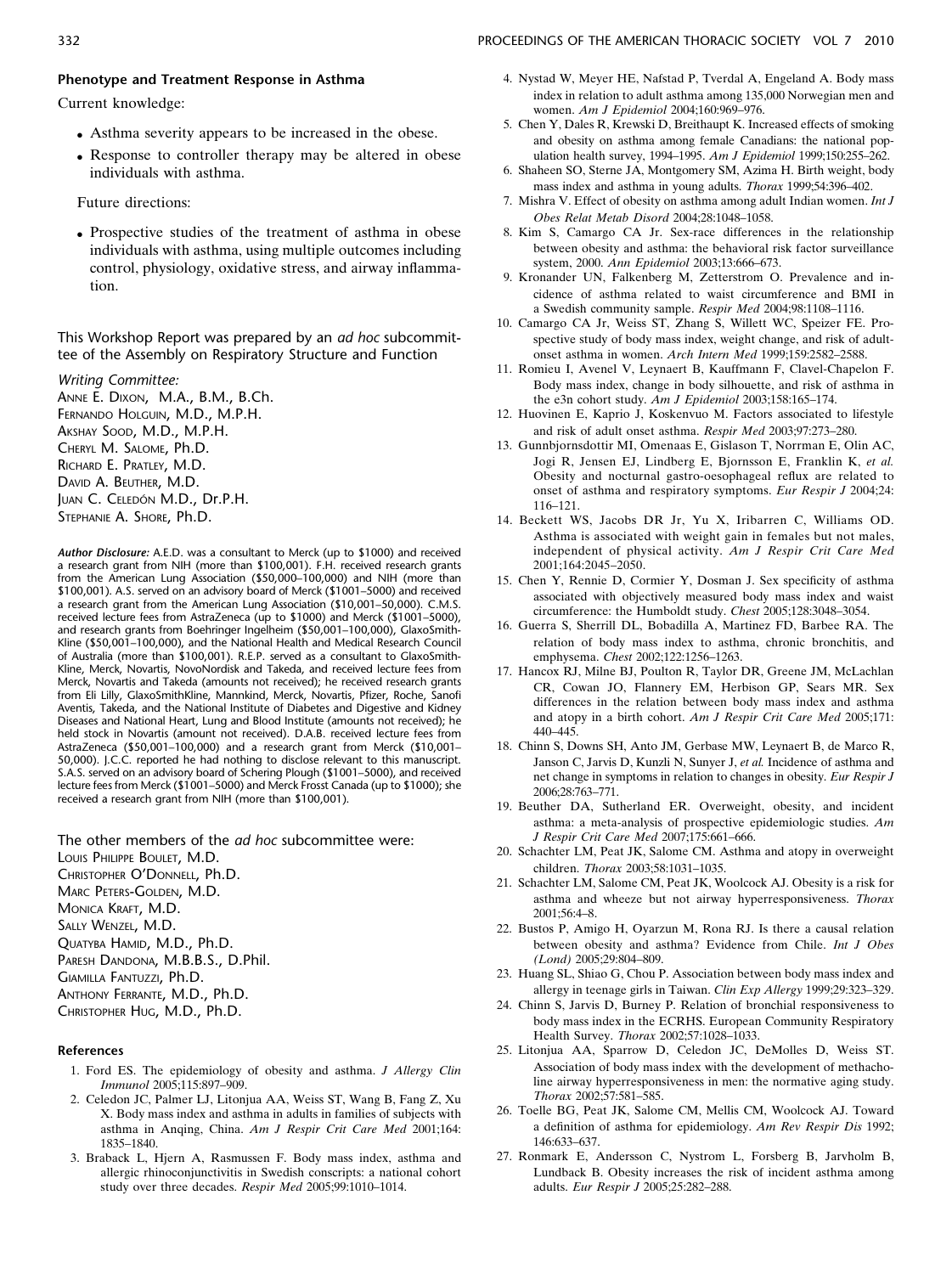#### Phenotype and Treatment Response in Asthma

Current knowledge:

- Asthma severity appears to be increased in the obese.
- Response to controller therapy may be altered in obese individuals with asthma.

Future directions:

- Prospective studies of the treatment of asthma in obese individuals with asthma, using multiple outcomes including control, physiology, oxidative stress, and airway inflammation.

This Workshop Report was prepared by an *ad hoc* subcommittee of the Assembly on Respiratory Structure and Function

*Writing Committee:*
ANNE E. DIXON, M.A., B.M., B.Ch.
FERNANDO HOLGUIN, M.D., M.P.H.
AKSHAY SOOD, M.D., M.P.H.
CHERYL M. SALOME, Ph.D.
RICHARD E. PRATLEY, M.D.
DAVID A. BEUTHER, M.D.
JUAN C. CELEDÓN M.D., Dr.P.H.
STEPHANIE A. SHORE, Ph.D.

***Author Disclosure:*** A.E.D. was a consultant to Merck (up to $1000) and received a research grant from NIH (more than $100,001). F.H. received research grants from the American Lung Association ($50,000–100,000) and NIH (more than $100,001). A.S. served on an advisory board of Merck ($1001–5000) and received a research grant from the American Lung Association ($10,001–50,000). C.M.S. received lecture fees from AstraZeneca (up to $1000) and Merck ($1001–5000), and research grants from Boehringer Ingelheim ($50,001–100,000), GlaxoSmithKline ($50,001–100,000), and the National Health and Medical Research Council of Australia (more than $100,001). R.E.P. served as a consultant to GlaxoSmithKline, Merck, Novartis, NovoNordisk and Takeda, and received lecture fees from Merck, Novartis and Takeda (amounts not received); he received research grants from Eli Lilly, GlaxoSmithKline, Mannkind, Merck, Novartis, Pfizer, Roche, Sanofi Aventis, Takeda, and the National Institute of Diabetes and Digestive and Kidney Diseases and National Heart, Lung and Blood Institute (amounts not received); he held stock in Novartis (amount not received). D.A.B. received lecture fees from AstraZeneca ($50,001–100,000) and a research grant from Merck ($10,001–50,000). J.C.C. reported he had nothing to disclose relevant to this manuscript. S.A.S. served on an advisory board of Schering Plough ($1001–5000), and received lecture fees from Merck ($1001–5000) and Merck Frosst Canada (up to $1000); she received a research grant from NIH (more than $100,001).

The other members of the *ad hoc* subcommittee were:
LOUIS PHILIPPE BOULET, M.D.
CHRISTOPHER O'DONNELL, Ph.D.
MARC PETERS-GOLDEN, M.D.
MONICA KRAFT, M.D.
SALLY WENZEL, M.D.
QUATYBA HAMID, M.D., Ph.D.
PARESH DANDONA, M.B.B.S., D.Phil.
GIAMILLA FANTUZZI, Ph.D.
ANTHONY FERRANTE, M.D., Ph.D.
CHRISTOPHER HUG, M.D., Ph.D.

#### References

1. Ford ES. The epidemiology of obesity and asthma. *J Allergy Clin Immunol* 2005;115:897–909.
2. Celedon JC, Palmer LJ, Litonjua AA, Weiss ST, Wang B, Fang Z, Xu X. Body mass index and asthma in adults in families of subjects with asthma in Anqing, China. *Am J Respir Crit Care Med* 2001;164:1835–1840.
3. Braback L, Hjern A, Rasmussen F. Body mass index, asthma and allergic rhinoconjunctivitis in Swedish conscripts: a national cohort study over three decades. *Respir Med* 2005;99:1010–1014.
4. Nystad W, Meyer HE, Nafstad P, Tverdal A, Engeland A. Body mass index in relation to adult asthma among 135,000 Norwegian men and women. *Am J Epidemiol* 2004;160:969–976.
5. Chen Y, Dales R, Krewski D, Breithaupt K. Increased effects of smoking and obesity on asthma among female Canadians: the national population health survey, 1994–1995. *Am J Epidemiol* 1999;150:255–262.
6. Shaheen SO, Sterne JA, Montgomery SM, Azima H. Birth weight, body mass index and asthma in young adults. *Thorax* 1999;54:396–402.
7. Mishra V. Effect of obesity on asthma among adult Indian women. *Int J Obes Relat Metab Disord* 2004;28:1048–1058.
8. Kim S, Camargo CA Jr. Sex-race differences in the relationship between obesity and asthma: the behavioral risk factor surveillance system, 2000. *Ann Epidemiol* 2003;13:666–673.
9. Kronander UN, Falkenberg M, Zetterstrom O. Prevalence and incidence of asthma related to waist circumference and BMI in a Swedish community sample. *Respir Med* 2004;98:1108–1116.
10. Camargo CA Jr, Weiss ST, Zhang S, Willett WC, Speizer FE. Prospective study of body mass index, weight change, and risk of adult-onset asthma in women. *Arch Intern Med* 1999;159:2582–2588.
11. Romieu I, Avenel V, Leynaert B, Kauffmann F, Clavel-Chapelon F. Body mass index, change in body silhouette, and risk of asthma in the e3n cohort study. *Am J Epidemiol* 2003;158:165–174.
12. Huovinen E, Kaprio J, Koskenvuo M. Factors associated to lifestyle and risk of adult onset asthma. *Respir Med* 2003;97:273–280.
13. Gunnbjornsdottir MI, Omenaas E, Gislason T, Norrman E, Olin AC, Jogi R, Jensen EJ, Lindberg E, Bjornsson E, Franklin K, *et al.* Obesity and nocturnal gastro-oesophageal reflux are related to onset of asthma and respiratory symptoms. *Eur Respir J* 2004;24:116–121.
14. Beckett WS, Jacobs DR Jr, Yu X, Iribarren C, Williams OD. Asthma is associated with weight gain in females but not males, independent of physical activity. *Am J Respir Crit Care Med* 2001;164:2045–2050.
15. Chen Y, Rennie D, Cormier Y, Dosman J. Sex specificity of asthma associated with objectively measured body mass index and waist circumference: the Humboldt study. *Chest* 2005;128:3048–3054.
16. Guerra S, Sherrill DL, Bobadilla A, Martinez FD, Barbee RA. The relation of body mass index to asthma, chronic bronchitis, and emphysema. *Chest* 2002;122:1256–1263.
17. Hancox RJ, Milne BJ, Poulton R, Taylor DR, Greene JM, McLachlan CR, Cowan JO, Flannery EM, Herbison GP, Sears MR. Sex differences in the relation between body mass index and asthma and atopy in a birth cohort. *Am J Respir Crit Care Med* 2005;171:440–445.
18. Chinn S, Downs SH, Anto JM, Gerbase MW, Leynaert B, de Marco R, Janson C, Jarvis D, Kunzli N, Sunyer J, *et al.* Incidence of asthma and net change in symptoms in relation to changes in obesity. *Eur Respir J* 2006;28:763–771.
19. Beuther DA, Sutherland ER. Overweight, obesity, and incident asthma: a meta-analysis of prospective epidemiologic studies. *Am J Respir Crit Care Med* 2007;175:661–666.
20. Schachter LM, Peat JK, Salome CM. Asthma and atopy in overweight children. *Thorax* 2003;58:1031–1035.
21. Schachter LM, Salome CM, Peat JK, Woolcock AJ. Obesity is a risk for asthma and wheeze but not airway hyperresponsiveness. *Thorax* 2001;56:4–8.
22. Bustos P, Amigo H, Oyarzun M, Rona RJ. Is there a causal relation between obesity and asthma? Evidence from Chile. *Int J Obes (Lond)* 2005;29:804–809.
23. Huang SL, Shiao G, Chou P. Association between body mass index and allergy in teenage girls in Taiwan. *Clin Exp Allergy* 1999;29:323–329.
24. Chinn S, Jarvis D, Burney P. Relation of bronchial responsiveness to body mass index in the ECRHS. European Community Respiratory Health Survey. *Thorax* 2002;57:1028–1033.
25. Litonjua AA, Sparrow D, Celedon JC, DeMolles D, Weiss ST. Association of body mass index with the development of methacholine airway hyperresponsiveness in men: the normative aging study. *Thorax* 2002;57:581–585.
26. Toelle BG, Peat JK, Salome CM, Mellis CM, Woolcock AJ. Toward a definition of asthma for epidemiology. *Am Rev Respir Dis* 1992;146:633–637.
27. Ronmark E, Andersson C, Nystrom L, Forsberg B, Jarvholm B, Lundback B. Obesity increases the risk of incident asthma among adults. *Eur Respir J* 2005;25:282–288.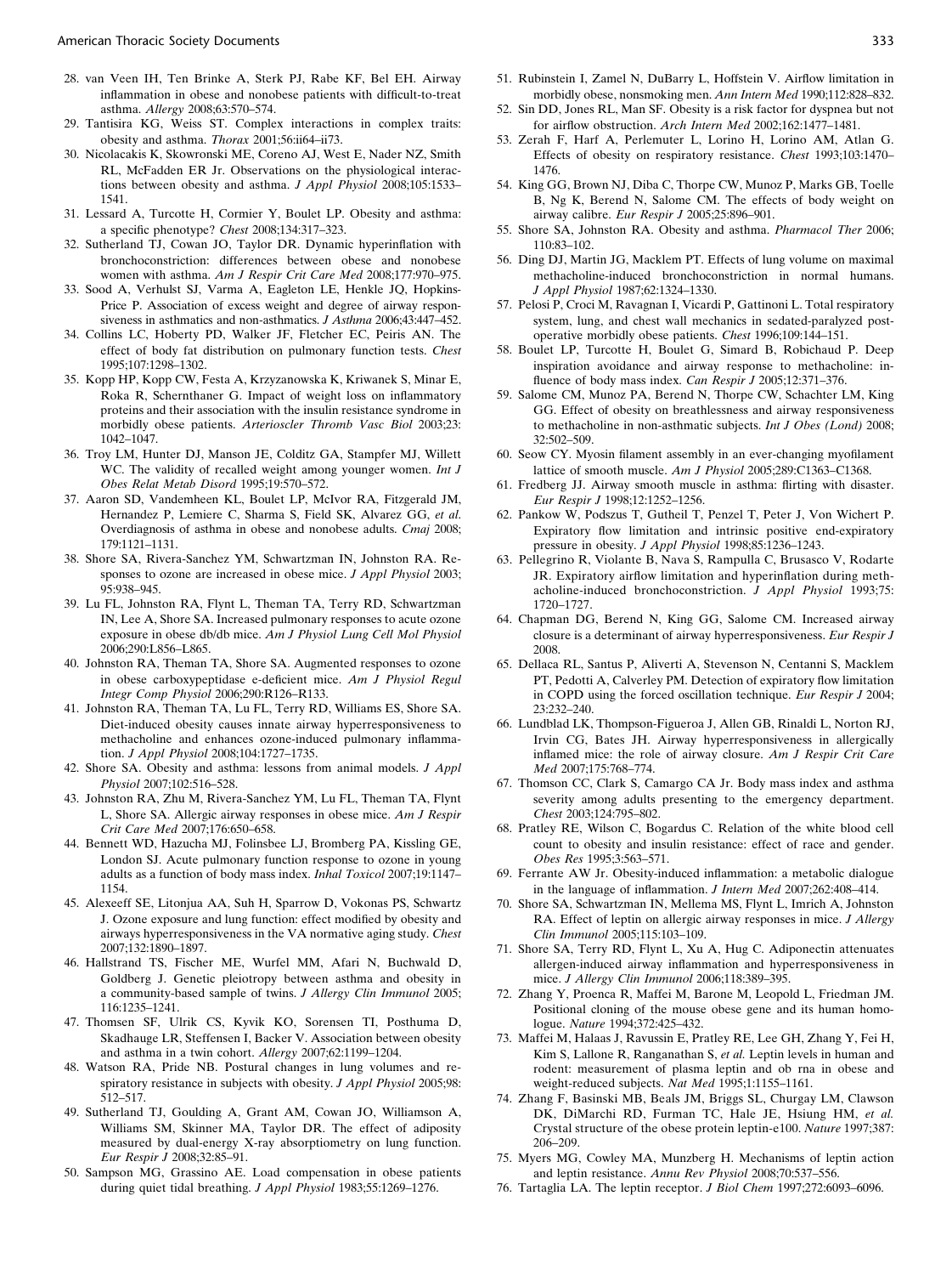28. van Veen IH, Ten Brinke A, Sterk PJ, Rabe KF, Bel EH. Airway inflammation in obese and nonobese patients with difficult-to-treat asthma. *Allergy* 2008;63:570–574.
29. Tantisira KG, Weiss ST. Complex interactions in complex traits: obesity and asthma. *Thorax* 2001;56:ii64–ii73.
30. Nicolacakis K, Skowronski ME, Coreno AJ, West E, Nader NZ, Smith RL, McFadden ER Jr. Observations on the physiological interactions between obesity and asthma. *J Appl Physiol* 2008;105:1533–1541.
31. Lessard A, Turcotte H, Cormier Y, Boulet LP. Obesity and asthma: a specific phenotype? *Chest* 2008;134:317–323.
32. Sutherland TJ, Cowan JO, Taylor DR. Dynamic hyperinflation with bronchoconstriction: differences between obese and nonobese women with asthma. *Am J Respir Crit Care Med* 2008;177:970–975.
33. Sood A, Verhulst SJ, Varma A, Eagleton LE, Henkle JQ, Hopkins-Price P. Association of excess weight and degree of airway responsiveness in asthmatics and non-asthmatics. *J Asthma* 2006;43:447–452.
34. Collins LC, Hoberty PD, Walker JF, Fletcher EC, Peiris AN. The effect of body fat distribution on pulmonary function tests. *Chest* 1995;107:1298–1302.
35. Kopp HP, Kopp CW, Festa A, Krzyzanowska K, Kriwanek S, Minar E, Roka R, Schernthaner G. Impact of weight loss on inflammatory proteins and their association with the insulin resistance syndrome in morbidly obese patients. *Arterioscler Thromb Vasc Biol* 2003;23:1042–1047.
36. Troy LM, Hunter DJ, Manson JE, Colditz GA, Stampfer MJ, Willett WC. The validity of recalled weight among younger women. *Int J Obes Relat Metab Disord* 1995;19:570–572.
37. Aaron SD, Vandemheen KL, Boulet LP, McIvor RA, Fitzgerald JM, Hernandez P, Lemiere C, Sharma S, Field SK, Alvarez GG, *et al.* Overdiagnosis of asthma in obese and nonobese adults. *Cmaj* 2008;179:1121–1131.
38. Shore SA, Rivera-Sanchez YM, Schwartzman IN, Johnston RA. Responses to ozone are increased in obese mice. *J Appl Physiol* 2003;95:938–945.
39. Lu FL, Johnston RA, Flynt L, Theman TA, Terry RD, Schwartzman IN, Lee A, Shore SA. Increased pulmonary responses to acute ozone exposure in obese db/db mice. *Am J Physiol Lung Cell Mol Physiol* 2006;290:L856–L865.
40. Johnston RA, Theman TA, Shore SA. Augmented responses to ozone in obese carboxypeptidase e-deficient mice. *Am J Physiol Regul Integr Comp Physiol* 2006;290:R126–R133.
41. Johnston RA, Theman TA, Lu FL, Terry RD, Williams ES, Shore SA. Diet-induced obesity causes innate airway hyperresponsiveness to methacholine and enhances ozone-induced pulmonary inflammation. *J Appl Physiol* 2008;104:1727–1735.
42. Shore SA. Obesity and asthma: lessons from animal models. *J Appl Physiol* 2007;102:516–528.
43. Johnston RA, Zhu M, Rivera-Sanchez YM, Lu FL, Theman TA, Flynt L, Shore SA. Allergic airway responses in obese mice. *Am J Respir Crit Care Med* 2007;176:650–658.
44. Bennett WD, Hazucha MJ, Folinsbee LJ, Bromberg PA, Kissling GE, London SJ. Acute pulmonary function response to ozone in young adults as a function of body mass index. *Inhal Toxicol* 2007;19:1147–1154.
45. Alexeeff SE, Litonjua AA, Suh H, Sparrow D, Vokonas PS, Schwartz J. Ozone exposure and lung function: effect modified by obesity and airways hyperresponsiveness in the VA normative aging study. *Chest* 2007;132:1890–1897.
46. Hallstrand TS, Fischer ME, Wurfel MM, Afari N, Buchwald D, Goldberg J. Genetic pleiotropy between asthma and obesity in a community-based sample of twins. *J Allergy Clin Immunol* 2005;116:1235–1241.
47. Thomsen SF, Ulrik CS, Kyvik KO, Sorensen TI, Posthuma D, Skadhauge LR, Steffensen I, Backer V. Association between obesity and asthma in a twin cohort. *Allergy* 2007;62:1199–1204.
48. Watson RA, Pride NB. Postural changes in lung volumes and respiratory resistance in subjects with obesity. *J Appl Physiol* 2005;98:512–517.
49. Sutherland TJ, Goulding A, Grant AM, Cowan JO, Williamson A, Williams SM, Skinner MA, Taylor DR. The effect of adiposity measured by dual-energy X-ray absorptiometry on lung function. *Eur Respir J* 2008;32:85–91.
50. Sampson MG, Grassino AE. Load compensation in obese patients during quiet tidal breathing. *J Appl Physiol* 1983;55:1269–1276.
51. Rubinstein I, Zamel N, DuBarry L, Hoffstein V. Airflow limitation in morbidly obese, nonsmoking men. *Ann Intern Med* 1990;112:828–832.
52. Sin DD, Jones RL, Man SF. Obesity is a risk factor for dyspnea but not for airflow obstruction. *Arch Intern Med* 2002;162:1477–1481.
53. Zerah F, Harf A, Perlemuter L, Lorino H, Lorino AM, Atlan G. Effects of obesity on respiratory resistance. *Chest* 1993;103:1470–1476.
54. King GG, Brown NJ, Diba C, Thorpe CW, Munoz P, Marks GB, Toelle B, Ng K, Berend N, Salome CM. The effects of body weight on airway calibre. *Eur Respir J* 2005;25:896–901.
55. Shore SA, Johnston RA. Obesity and asthma. *Pharmacol Ther* 2006;110:83–102.
56. Ding DJ, Martin JG, Macklem PT. Effects of lung volume on maximal methacholine-induced bronchoconstriction in normal humans. *J Appl Physiol* 1987;62:1324–1330.
57. Pelosi P, Croci M, Ravagnan I, Vicardi P, Gattinoni L. Total respiratory system, lung, and chest wall mechanics in sedated-paralyzed postoperative morbidly obese patients. *Chest* 1996;109:144–151.
58. Boulet LP, Turcotte H, Boulet G, Simard B, Robichaud P. Deep inspiration avoidance and airway response to methacholine: influence of body mass index. *Can Respir J* 2005;12:371–376.
59. Salome CM, Munoz PA, Berend N, Thorpe CW, Schachter LM, King GG. Effect of obesity on breathlessness and airway responsiveness to methacholine in non-asthmatic subjects. *Int J Obes (Lond)* 2008;32:502–509.
60. Seow CY. Myosin filament assembly in an ever-changing myofilament lattice of smooth muscle. *Am J Physiol* 2005;289:C1363–C1368.
61. Fredberg JJ. Airway smooth muscle in asthma: flirting with disaster. *Eur Respir J* 1998;12:1252–1256.
62. Pankow W, Podszus T, Gutheil T, Penzel T, Peter J, Von Wichert P. Expiratory flow limitation and intrinsic positive end-expiratory pressure in obesity. *J Appl Physiol* 1998;85:1236–1243.
63. Pellegrino R, Violante B, Nava S, Rampulla C, Brusasco V, Rodarte JR. Expiratory airflow limitation and hyperinflation during methacholine-induced bronchoconstriction. *J Appl Physiol* 1993;75:1720–1727.
64. Chapman DG, Berend N, King GG, Salome CM. Increased airway closure is a determinant of airway hyperresponsiveness. *Eur Respir J* 2008.
65. Dellaca RL, Santus P, Aliverti A, Stevenson N, Centanni S, Macklem PT, Pedotti A, Calverley PM. Detection of expiratory flow limitation in COPD using the forced oscillation technique. *Eur Respir J* 2004;23:232–240.
66. Lundblad LK, Thompson-Figueroa J, Allen GB, Rinaldi L, Norton RJ, Irvin CG, Bates JH. Airway hyperresponsiveness in allergically inflamed mice: the role of airway closure. *Am J Respir Crit Care Med* 2007;175:768–774.
67. Thomson CC, Clark S, Camargo CA Jr. Body mass index and asthma severity among adults presenting to the emergency department. *Chest* 2003;124:795–802.
68. Pratley RE, Wilson C, Bogardus C. Relation of the white blood cell count to obesity and insulin resistance: effect of race and gender. *Obes Res* 1995;3:563–571.
69. Ferrante AW Jr. Obesity-induced inflammation: a metabolic dialogue in the language of inflammation. *J Intern Med* 2007;262:408–414.
70. Shore SA, Schwartzman IN, Mellema MS, Flynt L, Imrich A, Johnston RA. Effect of leptin on allergic airway responses in mice. *J Allergy Clin Immunol* 2005;115:103–109.
71. Shore SA, Terry RD, Flynt L, Xu A, Hug C. Adiponectin attenuates allergen-induced airway inflammation and hyperresponsiveness in mice. *J Allergy Clin Immunol* 2006;118:389–395.
72. Zhang Y, Proenca R, Maffei M, Barone M, Leopold L, Friedman JM. Positional cloning of the mouse obese gene and its human homologue. *Nature* 1994;372:425–432.
73. Maffei M, Halaas J, Ravussin E, Pratley RE, Lee GH, Zhang Y, Fei H, Kim S, Lallone R, Ranganathan S, *et al.* Leptin levels in human and rodent: measurement of plasma leptin and ob rna in obese and weight-reduced subjects. *Nat Med* 1995;1:1155–1161.
74. Zhang F, Basinski MB, Beals JM, Briggs SL, Churgay LM, Clawson DK, DiMarchi RD, Furman TC, Hale JE, Hsiung HM, *et al.* Crystal structure of the obese protein leptin-e100. *Nature* 1997;387:206–209.
75. Myers MG, Cowley MA, Munzberg H. Mechanisms of leptin action and leptin resistance. *Annu Rev Physiol* 2008;70:537–556.
76. Tartaglia LA. The leptin receptor. *J Biol Chem* 1997;272:6093–6096.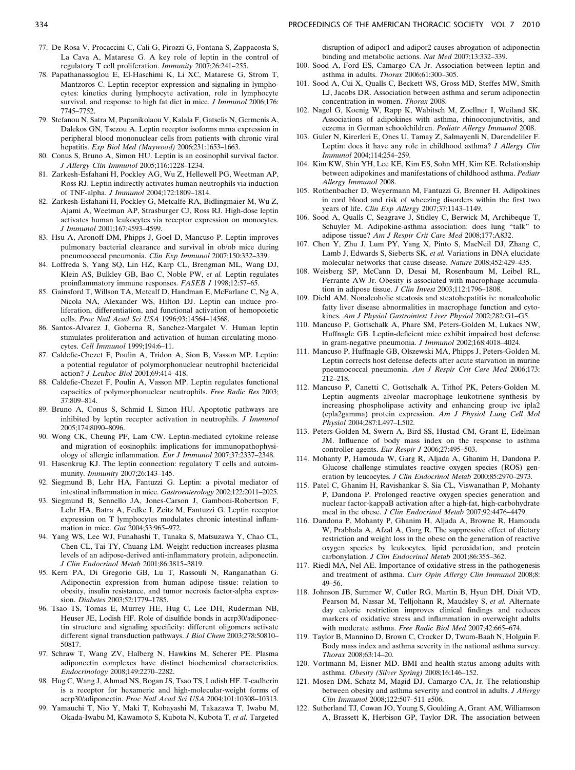77. De Rosa V, Procaccini C, Cali G, Pirozzi G, Fontana S, Zappacosta S, La Cava A, Matarese G. A key role of leptin in the control of regulatory T cell proliferation. *Immunity* 2007;26:241–255.
78. Papathanassoglou E, El-Haschimi K, Li XC, Matarese G, Strom T, Mantzoros C. Leptin receptor expression and signaling in lymphocytes: kinetics during lymphocyte activation, role in lymphocyte survival, and response to high fat diet in mice. *J Immunol* 2006;176: 7745–7752.
79. Stefanou N, Satra M, Papanikolaou V, Kalala F, Gatselis N, Germenis A, Dalekos GN, Tsezou A. Leptin receptor isoforms mrna expression in peripheral blood mononuclear cells from patients with chronic viral hepatitis. *Exp Biol Med (Maywood)* 2006;231:1653–1663.
80. Conus S, Bruno A, Simon HU. Leptin is an eosinophil survival factor. *J Allergy Clin Immunol* 2005;116:1228–1234.
81. Zarkesh-Esfahani H, Pockley AG, Wu Z, Hellewell PG, Weetman AP, Ross RJ. Leptin indirectly activates human neutrophils via induction of TNF-alpha. *J Immunol* 2004;172:1809–1814.
82. Zarkesh-Esfahani H, Pockley G, Metcalfe RA, Bidlingmaier M, Wu Z, Ajami A, Weetman AP, Strasburger CJ, Ross RJ. High-dose leptin activates human leukocytes via receptor expression on monocytes. *J Immunol* 2001;167:4593–4599.
83. Hsu A, Aronoff DM, Phipps J, Goel D, Mancuso P. Leptin improves pulmonary bacterial clearance and survival in ob/ob mice during pneumococcal pneumonia. *Clin Exp Immunol* 2007;150:332–339.
84. Loffreda S, Yang SQ, Lin HZ, Karp CL, Brengman ML, Wang DJ, Klein AS, Bulkley GB, Bao C, Noble PW, *et al.* Leptin regulates proinflammatory immune responses. *FASEB J* 1998;12:57–65.
85. Gainsford T, Willson TA, Metcalf D, Handman E, McFarlane C, Ng A, Nicola NA, Alexander WS, Hilton DJ. Leptin can induce proliferation, differentiation, and functional activation of hemopoietic cells. *Proc Natl Acad Sci USA* 1996;93:14564–14568.
86. Santos-Alvarez J, Goberna R, Sanchez-Margalet V. Human leptin stimulates proliferation and activation of human circulating monocytes. *Cell Immunol* 1999;194:6–11.
87. Caldefie-Chezet F, Poulin A, Tridon A, Sion B, Vasson MP. Leptin: a potential regulator of polymorphonuclear neutrophil bactericidal action? *J Leukoc Biol* 2001;69:414–418.
88. Caldefie-Chezet F, Poulin A, Vasson MP. Leptin regulates functional capacities of polymorphonuclear neutrophils. *Free Radic Res* 2003; 37:809–814.
89. Bruno A, Conus S, Schmid I, Simon HU. Apoptotic pathways are inhibited by leptin receptor activation in neutrophils. *J Immunol* 2005;174:8090–8096.
90. Wong CK, Cheung PF, Lam CW. Leptin-mediated cytokine release and migration of eosinophils: implications for immunopathophysiology of allergic inflammation. *Eur J Immunol* 2007;37:2337–2348.
91. Hasenkrug KJ. The leptin connection: regulatory T cells and autoimmunity. *Immunity* 2007;26:143–145.
92. Siegmund B, Lehr HA, Fantuzzi G. Leptin: a pivotal mediator of intestinal inflammation in mice. *Gastroenterology* 2002;122:2011–2025.
93. Siegmund B, Sennello JA, Jones-Carson J, Gamboni-Robertson F, Lehr HA, Batra A, Fedke I, Zeitz M, Fantuzzi G. Leptin receptor expression on T lymphocytes modulates chronic intestinal inflammation in mice. *Gut* 2004;53:965–972.
94. Yang WS, Lee WJ, Funahashi T, Tanaka S, Matsuzawa Y, Chao CL, Chen CL, Tai TY, Chuang LM. Weight reduction increases plasma levels of an adipose-derived anti-inflammatory protein, adiponectin. *J Clin Endocrinol Metab* 2001;86:3815–3819.
95. Kern PA, Di Gregorio GB, Lu T, Rassouli N, Ranganathan G. Adiponectin expression from human adipose tissue: relation to obesity, insulin resistance, and tumor necrosis factor-alpha expression. *Diabetes* 2003;52:1779–1785.
96. Tsao TS, Tomas E, Murrey HE, Hug C, Lee DH, Ruderman NB, Heuser JE, Lodish HF. Role of disulfide bonds in acrp30/adiponectin structure and signaling specificity: different oligomers activate different signal transduction pathways. *J Biol Chem* 2003;278:50810–50817.
97. Schraw T, Wang ZV, Halberg N, Hawkins M, Scherer PE. Plasma adiponectin complexes have distinct biochemical characteristics. *Endocrinology* 2008;149:2270–2282.
98. Hug C, Wang J, Ahmad NS, Bogan JS, Tsao TS, Lodish HF. T-cadherin is a receptor for hexameric and high-molecular-weight forms of acrp30/adiponectin. *Proc Natl Acad Sci USA* 2004;101:10308–10313.
99. Yamauchi T, Nio Y, Maki T, Kobayashi M, Takazawa T, Iwabu M, Okada-Iwabu M, Kawamoto S, Kubota N, Kubota T, *et al.* Targeted disruption of adipor1 and adipor2 causes abrogation of adiponectin binding and metabolic actions. *Nat Med* 2007;13:332–339.
100. Sood A, Ford ES, Camargo CA Jr. Association between leptin and asthma in adults. *Thorax* 2006;61:300–305.
101. Sood A, Cui X, Qualls C, Beckett WS, Gross MD, Steffes MW, Smith LJ, Jacobs DR. Association between asthma and serum adiponectin concentration in women. *Thorax* 2008.
102. Nagel G, Koenig W, Rapp K, Wabitsch M, Zoellner I, Weiland SK. Associations of adipokines with asthma, rhinoconjunctivitis, and eczema in German schoolchildren. *Pediatr Allergy Immunol* 2008.
103. Guler N, Kirerleri E, Ones U, Tamay Z, Salmayenli N, Darendeliler F. Leptin: does it have any role in childhood asthma? *J Allergy Clin Immunol* 2004;114:254–259.
104. Kim KW, Shin YH, Lee KE, Kim ES, Sohn MH, Kim KE. Relationship between adipokines and manifestations of childhood asthma. *Pediatr Allergy Immunol* 2008.
105. Rothenbacher D, Weyermann M, Fantuzzi G, Brenner H. Adipokines in cord blood and risk of wheezing disorders within the first two years of life. *Clin Exp Allergy* 2007;37:1143–1149.
106. Sood A, Qualls C, Seagrave J, Stidley C, Berwick M, Archibeque T, Schuyler M. Adipokine-asthma association: does lung "talk" to adipose tissue? *Am J Respir Crit Care Med* 2008;177:A832.
107. Chen Y, Zhu J, Lum PY, Yang X, Pinto S, MacNeil DJ, Zhang C, Lamb J, Edwards S, Sieberts SK, *et al.* Variations in DNA elucidate molecular networks that cause disease. *Nature* 2008;452:429–435.
108. Weisberg SP, McCann D, Desai M, Rosenbaum M, Leibel RL, Ferrante AW Jr. Obesity is associated with macrophage accumulation in adipose tissue. *J Clin Invest* 2003;112:1796–1808.
109. Diehl AM. Nonalcoholic steatosis and steatohepatitis iv: nonalcoholic fatty liver disease abnormalities in macrophage function and cytokines. *Am J Physiol Gastrointest Liver Physiol* 2002;282:G1–G5.
110. Mancuso P, Gottschalk A, Phare SM, Peters-Golden M, Lukacs NW, Huffnagle GB. Leptin-deficient mice exhibit impaired host defense in gram-negative pneumonia. *J Immunol* 2002;168:4018–4024.
111. Mancuso P, Huffnagle GB, Olszewski MA, Phipps J, Peters-Golden M. Leptin corrects host defense defects after acute starvation in murine pneumococcal pneumonia. *Am J Respir Crit Care Med* 2006;173: 212–218.
112. Mancuso P, Canetti C, Gottschalk A, Tithof PK, Peters-Golden M. Leptin augments alveolar macrophage leukotriene synthesis by increasing phospholipase activity and enhancing group ivc ipla2 (cpla2gamma) protein expression. *Am J Physiol Lung Cell Mol Physiol* 2004;287:L497–L502.
113. Peters-Golden M, Swern A, Bird SS, Hustad CM, Grant E, Edelman JM. Influence of body mass index on the response to asthma controller agents. *Eur Respir J* 2006;27:495–503.
114. Mohanty P, Hamouda W, Garg R, Aljada A, Ghanim H, Dandona P. Glucose challenge stimulates reactive oxygen species (ROS) generation by leucocytes. *J Clin Endocrinol Metab* 2000;85:2970–2973.
115. Patel C, Ghanim H, Ravishankar S, Sia CL, Viswanathan P, Mohanty P, Dandona P. Prolonged reactive oxygen species generation and nuclear factor-kappaB activation after a high-fat, high-carbohydrate meal in the obese. *J Clin Endocrinol Metab* 2007;92:4476–4479.
116. Dandona P, Mohanty P, Ghanim H, Aljada A, Browne R, Hamouda W, Prabhala A, Afzal A, Garg R. The suppressive effect of dietary restriction and weight loss in the obese on the generation of reactive oxygen species by leukocytes, lipid peroxidation, and protein carbonylation. *J Clin Endocrinol Metab* 2001;86:355–362.
117. Riedl MA, Nel AE. Importance of oxidative stress in the pathogenesis and treatment of asthma. *Curr Opin Allergy Clin Immunol* 2008;8: 49–56.
118. Johnson JB, Summer W, Cutler RG, Martin B, Hyun DH, Dixit VD, Pearson M, Nassar M, Telljohann R, Maudsley S, *et al.* Alternate day calorie restriction improves clinical findings and reduces markers of oxidative stress and inflammation in overweight adults with moderate asthma. *Free Radic Biol Med* 2007;42:665–674.
119. Taylor B, Mannino D, Brown C, Crocker D, Twum-Baah N, Holguin F. Body mass index and asthma severity in the national asthma survey. *Thorax* 2008;63:14–20.
120. Vortmann M, Eisner MD. BMI and health status among adults with asthma. *Obesity (Silver Spring)* 2008;16:146–152.
121. Mosen DM, Schatz M, Magid DJ, Camargo CA, Jr. The relationship between obesity and asthma severity and control in adults. *J Allergy Clin Immunol* 2008;122:507–511 e506.
122. Sutherland TJ, Cowan JO, Young S, Goulding A, Grant AM, Williamson A, Brassett K, Herbison GP, Taylor DR. The association between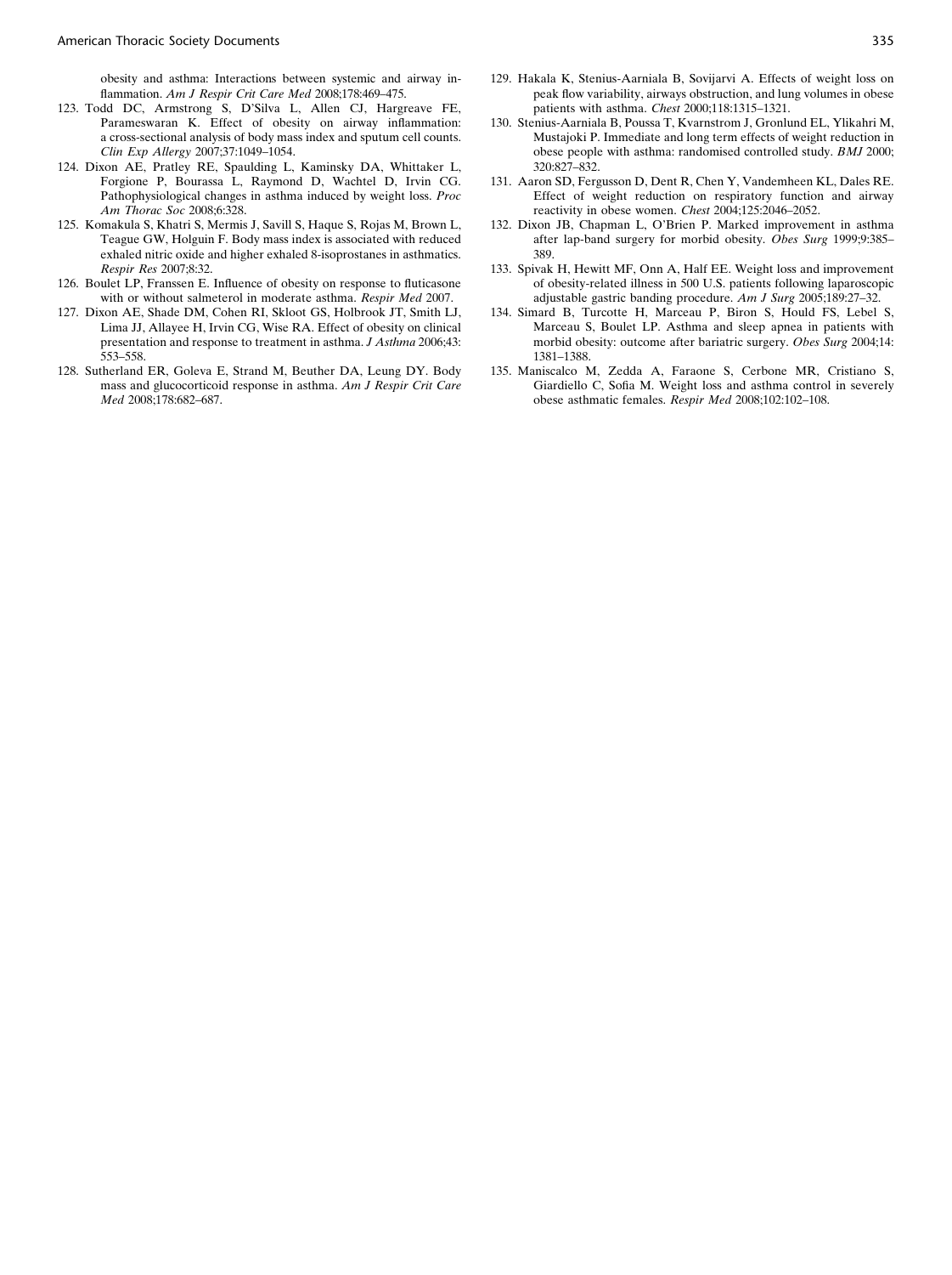obesity and asthma: Interactions between systemic and airway inflammation. *Am J Respir Crit Care Med* 2008;178:469–475.

123. Todd DC, Armstrong S, D'Silva L, Allen CJ, Hargreave FE, Parameswaran K. Effect of obesity on airway inflammation: a cross-sectional analysis of body mass index and sputum cell counts. *Clin Exp Allergy* 2007;37:1049–1054.
124. Dixon AE, Pratley RE, Spaulding L, Kaminsky DA, Whittaker L, Forgione P, Bourassa L, Raymond D, Wachtel D, Irvin CG. Pathophysiological changes in asthma induced by weight loss. *Proc Am Thorac Soc* 2008;6:328.
125. Komakula S, Khatri S, Mermis J, Savill S, Haque S, Rojas M, Brown L, Teague GW, Holguin F. Body mass index is associated with reduced exhaled nitric oxide and higher exhaled 8-isoprostanes in asthmatics. *Respir Res* 2007;8:32.
126. Boulet LP, Franssen E. Influence of obesity on response to fluticasone with or without salmeterol in moderate asthma. *Respir Med* 2007.
127. Dixon AE, Shade DM, Cohen RI, Skloot GS, Holbrook JT, Smith LJ, Lima JJ, Allayee H, Irvin CG, Wise RA. Effect of obesity on clinical presentation and response to treatment in asthma. *J Asthma* 2006;43: 553–558.
128. Sutherland ER, Goleva E, Strand M, Beuther DA, Leung DY. Body mass and glucocorticoid response in asthma. *Am J Respir Crit Care Med* 2008;178:682–687.
129. Hakala K, Stenius-Aarniala B, Sovijarvi A. Effects of weight loss on peak flow variability, airways obstruction, and lung volumes in obese patients with asthma. *Chest* 2000;118:1315–1321.
130. Stenius-Aarniala B, Poussa T, Kvarnstrom J, Gronlund EL, Ylikahri M, Mustajoki P. Immediate and long term effects of weight reduction in obese people with asthma: randomised controlled study. *BMJ* 2000; 320:827–832.
131. Aaron SD, Fergusson D, Dent R, Chen Y, Vandemheen KL, Dales RE. Effect of weight reduction on respiratory function and airway reactivity in obese women. *Chest* 2004;125:2046–2052.
132. Dixon JB, Chapman L, O'Brien P. Marked improvement in asthma after lap-band surgery for morbid obesity. *Obes Surg* 1999;9:385–389.
133. Spivak H, Hewitt MF, Onn A, Half EE. Weight loss and improvement of obesity-related illness in 500 U.S. patients following laparoscopic adjustable gastric banding procedure. *Am J Surg* 2005;189:27–32.
134. Simard B, Turcotte H, Marceau P, Biron S, Hould FS, Lebel S, Marceau S, Boulet LP. Asthma and sleep apnea in patients with morbid obesity: outcome after bariatric surgery. *Obes Surg* 2004;14: 1381–1388.
135. Maniscalco M, Zedda A, Faraone S, Cerbone MR, Cristiano S, Giardiello C, Sofia M. Weight loss and asthma control in severely obese asthmatic females. *Respir Med* 2008;102:102–108.